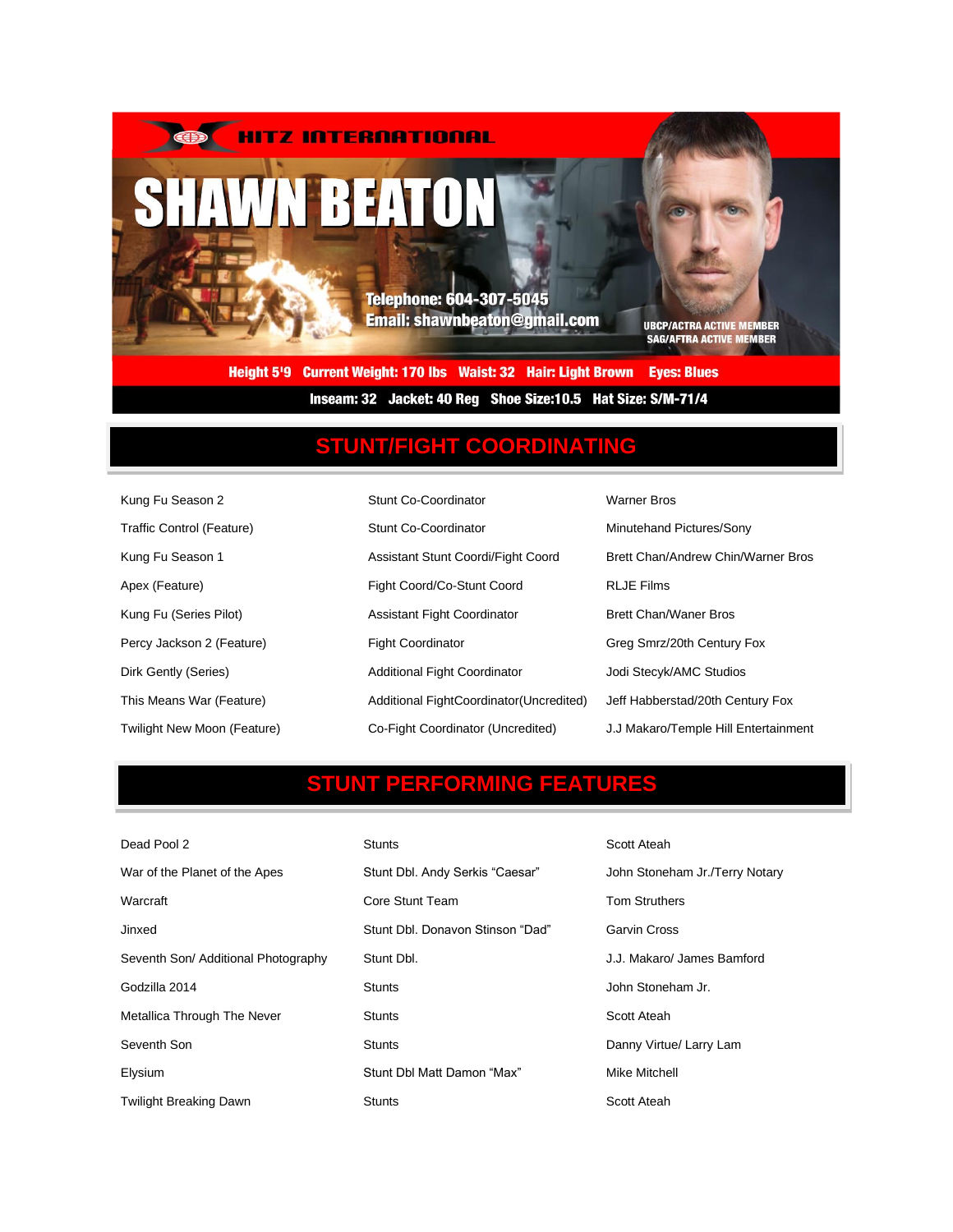HITZ INTERNATIONAL

# SHAWN BEATON

Telephone: 604-307-5045
Email: shawnbeaton@gmail.com

UBCP/ACTRA ACTIVE MEMBER
SAG/AFTRA ACTIVE MEMBER

Height 5'9 Current Weight: 170 lbs Waist: 32 Hair: Light Brown Eyes: Blues

Inseam: 32 Jacket: 40 Reg Shoe Size:10.5 Hat Size: S/M-71/4

## STUNT/FIGHT COORDINATING

| | | |
|---|---|---|
| Kung Fu Season 2 | Stunt Co-Coordinator | Warner Bros |
| Traffic Control (Feature) | Stunt Co-Coordinator | Minutehand Pictures/Sony |
| Kung Fu Season 1 | Assistant Stunt Coordi/Fight Coord | Brett Chan/Andrew Chin/Warner Bros |
| Apex (Feature) | Fight Coord/Co-Stunt Coord | RLJE Films |
| Kung Fu (Series Pilot) | Assistant Fight Coordinator | Brett Chan/Waner Bros |
| Percy Jackson 2 (Feature) | Fight Coordinator | Greg Smrz/20th Century Fox |
| Dirk Gently (Series) | Additional Fight Coordinator | Jodi Stecyk/AMC Studios |
| This Means War (Feature) | Additional FightCoordinator(Uncredited) | Jeff Habberstad/20th Century Fox |
| Twilight New Moon (Feature) | Co-Fight Coordinator (Uncredited) | J.J Makaro/Temple Hill Entertainment |

## STUNT PERFORMING FEATURES

| | | |
|---|---|---|
| Dead Pool 2 | Stunts | Scott Ateah |
| War of the Planet of the Apes | Stunt Dbl. Andy Serkis "Caesar" | John Stoneham Jr./Terry Notary |
| Warcraft | Core Stunt Team | Tom Struthers |
| Jinxed | Stunt Dbl. Donavon Stinson "Dad" | Garvin Cross |
| Seventh Son/ Additional Photography | Stunt Dbl. | J.J. Makaro/ James Bamford |
| Godzilla 2014 | Stunts | John Stoneham Jr. |
| Metallica Through The Never | Stunts | Scott Ateah |
| Seventh Son | Stunts | Danny Virtue/ Larry Lam |
| Elysium | Stunt Dbl Matt Damon "Max" | Mike Mitchell |
| Twilight Breaking Dawn | Stunts | Scott Ateah |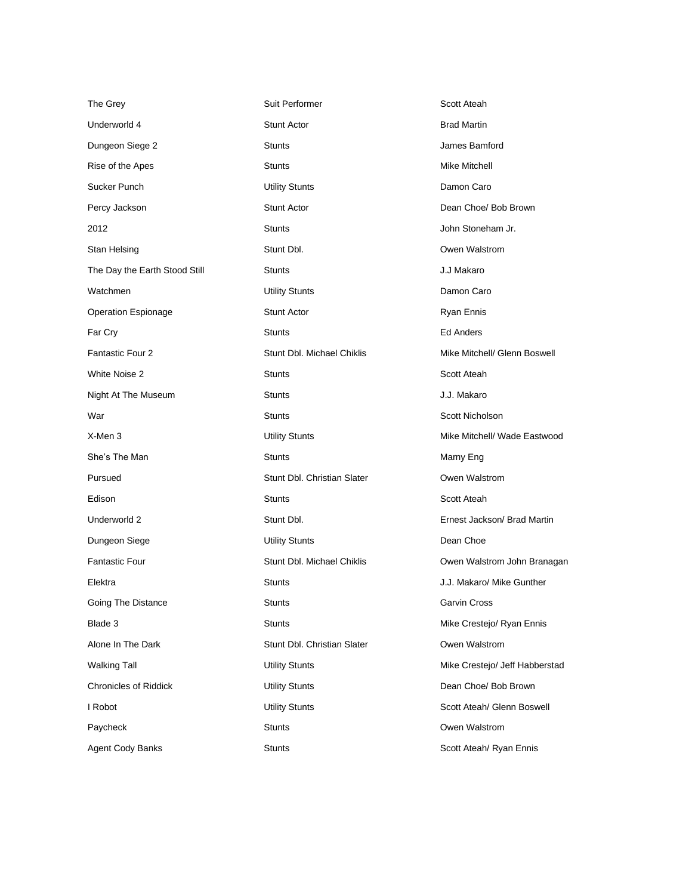| | | |
|---|---|---|
| The Grey | Suit Performer | Scott Ateah |
| Underworld 4 | Stunt Actor | Brad Martin |
| Dungeon Siege 2 | Stunts | James Bamford |
| Rise of the Apes | Stunts | Mike Mitchell |
| Sucker Punch | Utility Stunts | Damon Caro |
| Percy Jackson | Stunt Actor | Dean Choe/ Bob Brown |
| 2012 | Stunts | John Stoneham Jr. |
| Stan Helsing | Stunt Dbl. | Owen Walstrom |
| The Day the Earth Stood Still | Stunts | J.J Makaro |
| Watchmen | Utility Stunts | Damon Caro |
| Operation Espionage | Stunt Actor | Ryan Ennis |
| Far Cry | Stunts | Ed Anders |
| Fantastic Four 2 | Stunt Dbl. Michael Chiklis | Mike Mitchell/ Glenn Boswell |
| White Noise 2 | Stunts | Scott Ateah |
| Night At The Museum | Stunts | J.J. Makaro |
| War | Stunts | Scott Nicholson |
| X-Men 3 | Utility Stunts | Mike Mitchell/ Wade Eastwood |
| She's The Man | Stunts | Marny Eng |
| Pursued | Stunt Dbl. Christian Slater | Owen Walstrom |
| Edison | Stunts | Scott Ateah |
| Underworld 2 | Stunt Dbl. | Ernest Jackson/ Brad Martin |
| Dungeon Siege | Utility Stunts | Dean Choe |
| Fantastic Four | Stunt Dbl. Michael Chiklis | Owen Walstrom John Branagan |
| Elektra | Stunts | J.J. Makaro/ Mike Gunther |
| Going The Distance | Stunts | Garvin Cross |
| Blade 3 | Stunts | Mike Crestejo/ Ryan Ennis |
| Alone In The Dark | Stunt Dbl. Christian Slater | Owen Walstrom |
| Walking Tall | Utility Stunts | Mike Crestejo/ Jeff Habberstad |
| Chronicles of Riddick | Utility Stunts | Dean Choe/ Bob Brown |
| I Robot | Utility Stunts | Scott Ateah/ Glenn Boswell |
| Paycheck | Stunts | Owen Walstrom |
| Agent Cody Banks | Stunts | Scott Ateah/ Ryan Ennis |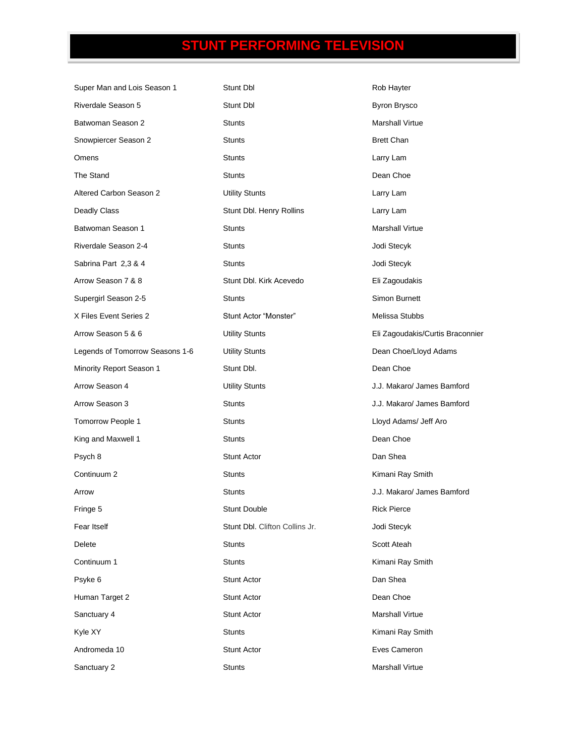# STUNT PERFORMING TELEVISION

| | | |
|---|---|---|
| Super Man and Lois Season 1 | Stunt Dbl | Rob Hayter |
| Riverdale Season 5 | Stunt Dbl | Byron Brysco |
| Batwoman Season 2 | Stunts | Marshall Virtue |
| Snowpiercer Season 2 | Stunts | Brett Chan |
| Omens | Stunts | Larry Lam |
| The Stand | Stunts | Dean Choe |
| Altered Carbon Season 2 | Utility Stunts | Larry Lam |
| Deadly Class | Stunt Dbl. Henry Rollins | Larry Lam |
| Batwoman Season 1 | Stunts | Marshall Virtue |
| Riverdale Season 2-4 | Stunts | Jodi Stecyk |
| Sabrina Part 2,3 & 4 | Stunts | Jodi Stecyk |
| Arrow Season 7 & 8 | Stunt Dbl. Kirk Acevedo | Eli Zagoudakis |
| Supergirl Season 2-5 | Stunts | Simon Burnett |
| X Files Event Series 2 | Stunt Actor “Monster” | Melissa Stubbs |
| Arrow Season 5 & 6 | Utility Stunts | Eli Zagoudakis/Curtis Braconnier |
| Legends of Tomorrow Seasons 1-6 | Utility Stunts | Dean Choe/Lloyd Adams |
| Minority Report Season 1 | Stunt Dbl. | Dean Choe |
| Arrow Season 4 | Utility Stunts | J.J. Makaro/ James Bamford |
| Arrow Season 3 | Stunts | J.J. Makaro/ James Bamford |
| Tomorrow People 1 | Stunts | Lloyd Adams/ Jeff Aro |
| King and Maxwell 1 | Stunts | Dean Choe |
| Psych 8 | Stunt Actor | Dan Shea |
| Continuum 2 | Stunts | Kimani Ray Smith |
| Arrow | Stunts | J.J. Makaro/ James Bamford |
| Fringe 5 | Stunt Double | Rick Pierce |
| Fear Itself | Stunt Dbl. Clifton Collins Jr. | Jodi Stecyk |
| Delete | Stunts | Scott Ateah |
| Continuum 1 | Stunts | Kimani Ray Smith |
| Psyke 6 | Stunt Actor | Dan Shea |
| Human Target 2 | Stunt Actor | Dean Choe |
| Sanctuary 4 | Stunt Actor | Marshall Virtue |
| Kyle XY | Stunts | Kimani Ray Smith |
| Andromeda 10 | Stunt Actor | Eves Cameron |
| Sanctuary 2 | Stunts | Marshall Virtue |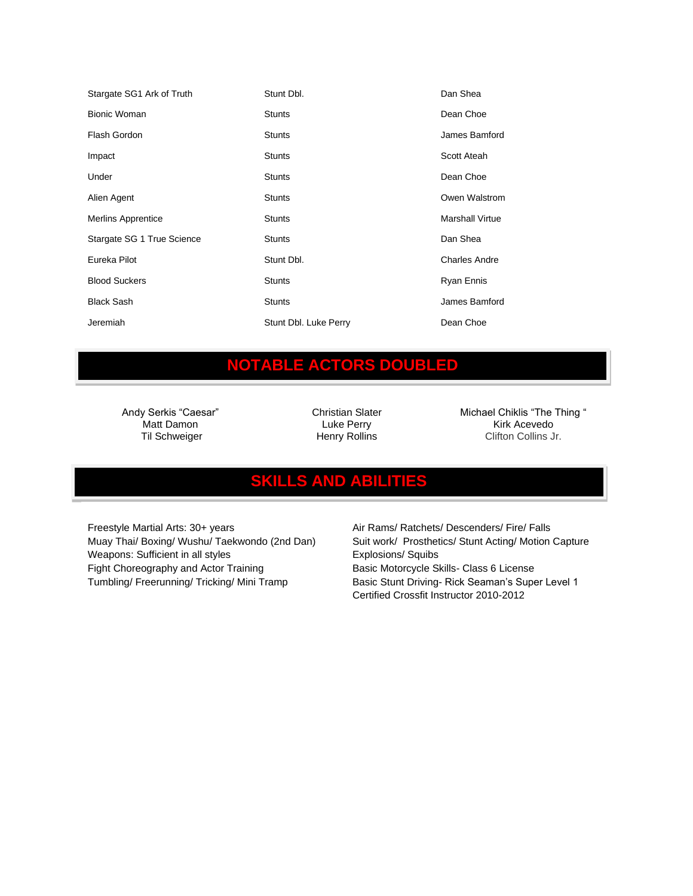| | | |
|---|---|---|
| Stargate SG1 Ark of Truth | Stunt Dbl. | Dan Shea |
| Bionic Woman | Stunts | Dean Choe |
| Flash Gordon | Stunts | James Bamford |
| Impact | Stunts | Scott Ateah |
| Under | Stunts | Dean Choe |
| Alien Agent | Stunts | Owen Walstrom |
| Merlins Apprentice | Stunts | Marshall Virtue |
| Stargate SG 1 True Science | Stunts | Dan Shea |
| Eureka Pilot | Stunt Dbl. | Charles Andre |
| Blood Suckers | Stunts | Ryan Ennis |
| Black Sash | Stunts | James Bamford |
| Jeremiah | Stunt Dbl. Luke Perry | Dean Choe |

## NOTABLE ACTORS DOUBLED

Andy Serkis "Caesar"
Matt Damon
Til Schweiger

Christian Slater
Luke Perry
Henry Rollins

Michael Chiklis "The Thing "
Kirk Acevedo
Clifton Collins Jr.

## SKILLS AND ABILITIES

Freestyle Martial Arts: 30+ years
Muay Thai/ Boxing/ Wushu/ Taekwondo (2nd Dan)
Weapons: Sufficient in all styles
Fight Choreography and Actor Training
Tumbling/ Freerunning/ Tricking/ Mini Tramp

Air Rams/ Ratchets/ Descenders/ Fire/ Falls
Suit work/ Prosthetics/ Stunt Acting/ Motion Capture
Explosions/ Squibs
Basic Motorcycle Skills- Class 6 License
Basic Stunt Driving- Rick Seaman's Super Level 1
Certified Crossfit Instructor 2010-2012